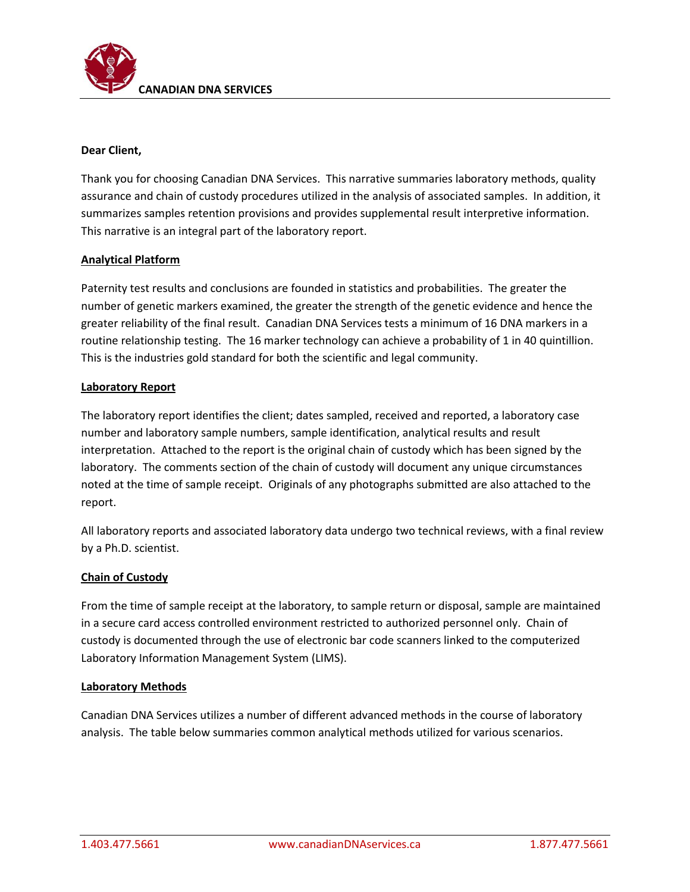**CANADIAN DNA SERVICES**

**Dear Client,**

Thank you for choosing Canadian DNA Services. This narrative summaries laboratory methods, quality assurance and chain of custody procedures utilized in the analysis of associated samples. In addition, it summarizes samples retention provisions and provides supplemental result interpretive information. This narrative is an integral part of the laboratory report.

## Analytical Platform

Paternity test results and conclusions are founded in statistics and probabilities. The greater the number of genetic markers examined, the greater the strength of the genetic evidence and hence the greater reliability of the final result. Canadian DNA Services tests a minimum of 16 DNA markers in a routine relationship testing. The 16 marker technology can achieve a probability of 1 in 40 quintillion. This is the industries gold standard for both the scientific and legal community.

## Laboratory Report

The laboratory report identifies the client; dates sampled, received and reported, a laboratory case number and laboratory sample numbers, sample identification, analytical results and result interpretation. Attached to the report is the original chain of custody which has been signed by the laboratory. The comments section of the chain of custody will document any unique circumstances noted at the time of sample receipt. Originals of any photographs submitted are also attached to the report.

All laboratory reports and associated laboratory data undergo two technical reviews, with a final review by a Ph.D. scientist.

## Chain of Custody

From the time of sample receipt at the laboratory, to sample return or disposal, sample are maintained in a secure card access controlled environment restricted to authorized personnel only. Chain of custody is documented through the use of electronic bar code scanners linked to the computerized Laboratory Information Management System (LIMS).

## Laboratory Methods

Canadian DNA Services utilizes a number of different advanced methods in the course of laboratory analysis. The table below summaries common analytical methods utilized for various scenarios.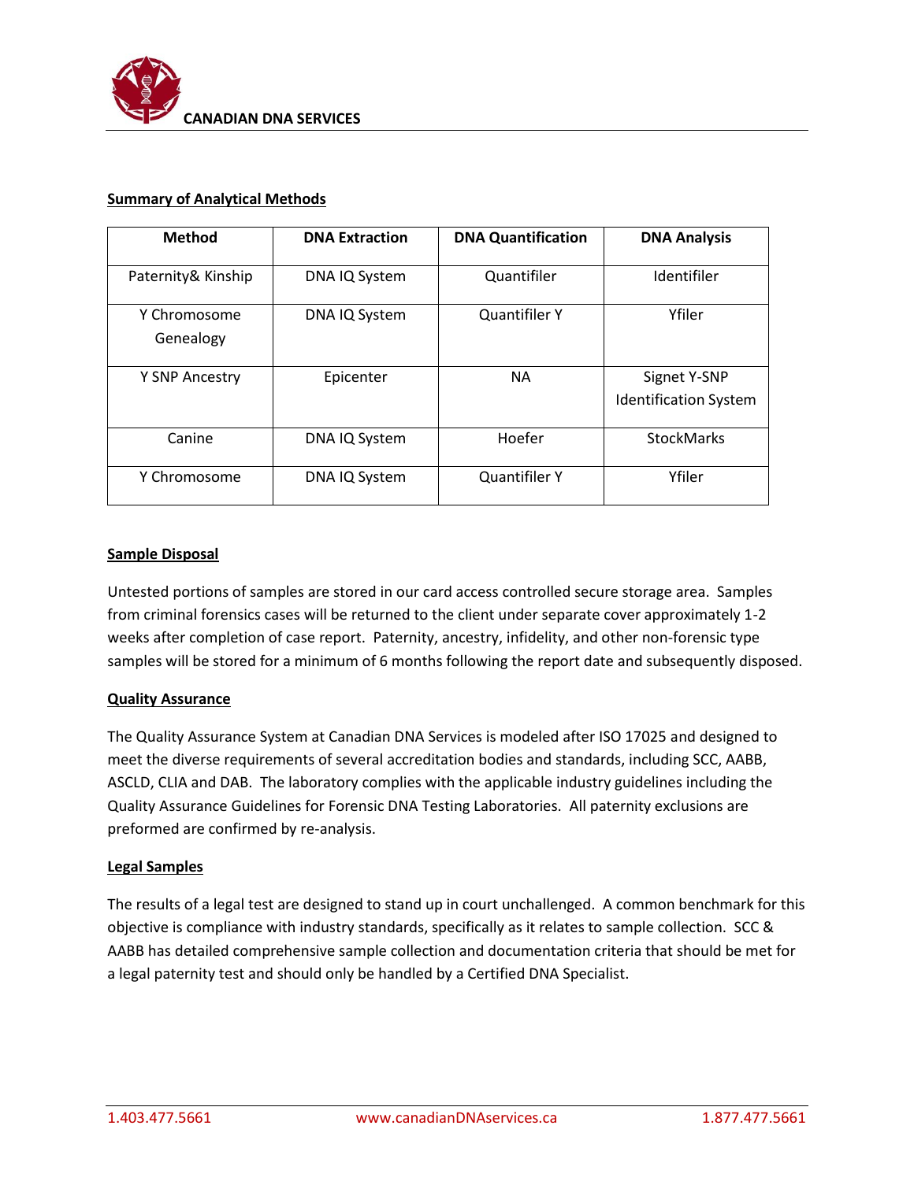## Summary of Analytical Methods

| Method | DNA Extraction | DNA Quantification | DNA Analysis |
|---|---|---|---|
| Paternity& Kinship | DNA IQ System | Quantifiler | Identifiler |
| Y Chromosome Genealogy | DNA IQ System | Quantifiler Y | Yfiler |
| Y SNP Ancestry | Epicenter | NA | Signet Y-SNP Identification System |
| Canine | DNA IQ System | Hoefer | StockMarks |
| Y Chromosome | DNA IQ System | Quantifiler Y | Yfiler |

## Sample Disposal

Untested portions of samples are stored in our card access controlled secure storage area. Samples from criminal forensics cases will be returned to the client under separate cover approximately 1-2 weeks after completion of case report. Paternity, ancestry, infidelity, and other non-forensic type samples will be stored for a minimum of 6 months following the report date and subsequently disposed.

## Quality Assurance

The Quality Assurance System at Canadian DNA Services is modeled after ISO 17025 and designed to meet the diverse requirements of several accreditation bodies and standards, including SCC, AABB, ASCLD, CLIA and DAB. The laboratory complies with the applicable industry guidelines including the Quality Assurance Guidelines for Forensic DNA Testing Laboratories. All paternity exclusions are preformed are confirmed by re-analysis.

## Legal Samples

The results of a legal test are designed to stand up in court unchallenged. A common benchmark for this objective is compliance with industry standards, specifically as it relates to sample collection. SCC & AABB has detailed comprehensive sample collection and documentation criteria that should be met for a legal paternity test and should only be handled by a Certified DNA Specialist.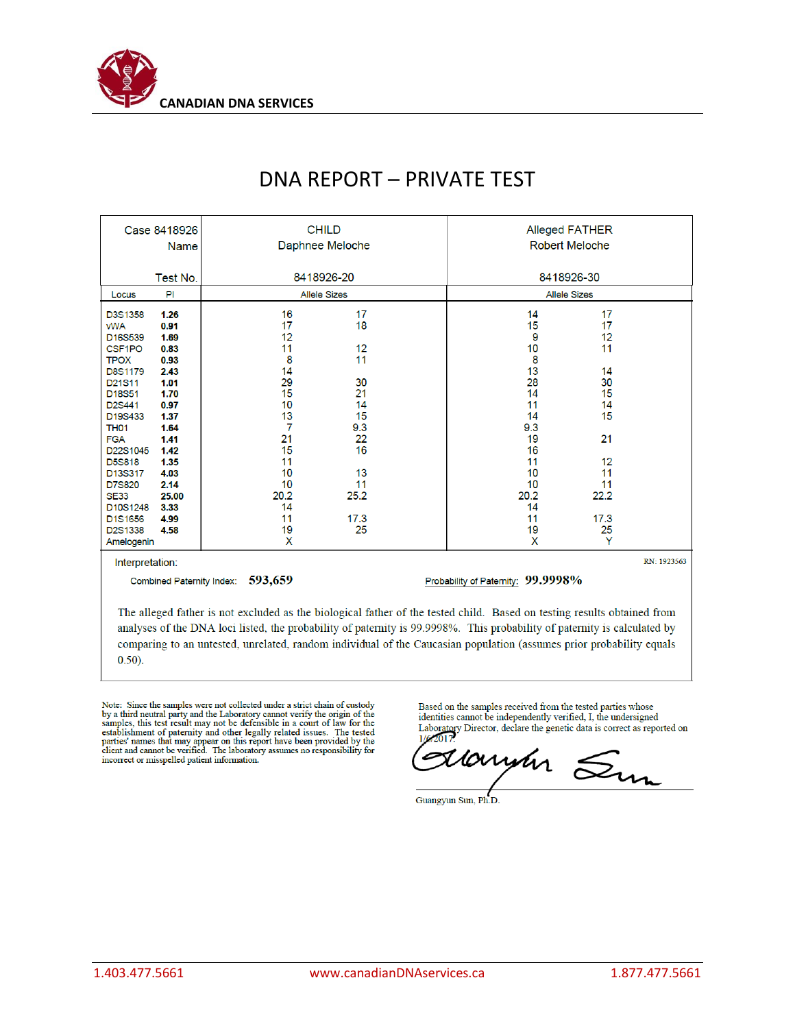CANADIAN DNA SERVICES

# DNA REPORT – PRIVATE TEST

| Case 8418926 Name | | CHILD Daphnee Meloche | | Alleged FATHER Robert Meloche | |
|---|---|---|---|---|---|
| Test No. | | 8418926-20 | | 8418926-30 | |
| **Locus** | **PI** | **Allele Sizes** | | **Allele Sizes** | |
| D3S1358 | **1.26** | 16 | 17 | 14 | 17 |
| vWA | **0.91** | 17 | 18 | 15 | 17 |
| D16S539 | **1.69** | 12 | | 9 | 12 |
| CSF1PO | **0.83** | 11 | 12 | 10 | 11 |
| TPOX | **0.93** | 8 | 11 | 8 | |
| D8S1179 | **2.43** | 14 | | 13 | 14 |
| D21S11 | **1.01** | 29 | 30 | 28 | 30 |
| D18S51 | **1.70** | 15 | 21 | 14 | 15 |
| D2S441 | **0.97** | 10 | 14 | 11 | 14 |
| D19S433 | **1.37** | 13 | 15 | 14 | 15 |
| TH01 | **1.64** | 7 | 9.3 | 9.3 | |
| FGA | **1.41** | 21 | 22 | 19 | 21 |
| D22S1045 | **1.42** | 15 | 16 | 16 | |
| D5S818 | **1.35** | 11 | | 11 | 12 |
| D13S317 | **4.03** | 10 | 13 | 10 | 11 |
| D7S820 | **2.14** | 10 | 11 | 10 | 11 |
| SE33 | **25.00** | 20.2 | 25.2 | 20.2 | 22.2 |
| D10S1248 | **3.33** | 14 | | 14 | |
| D1S1656 | **4.99** | 11 | 17.3 | 11 | 17.3 |
| D2S1338 | **4.58** | 19 | 25 | 19 | 25 |
| Amelogenin | | X | | X | Y |

Interpretation:

RN: 1923563

Combined Paternity Index: **593,659**

Probability of Paternity: **99.9998%**

The alleged father is not excluded as the biological father of the tested child. Based on testing results obtained from analyses of the DNA loci listed, the probability of paternity is 99.9998%. This probability of paternity is calculated by comparing to an untested, unrelated, random individual of the Caucasian population (assumes prior probability equals 0.50).

Note: Since the samples were not collected under a strict chain of custody by a third neutral party and the Laboratory cannot verify the origin of the samples, this test result may not be defensible in a court of law for the establishment of paternity and other legally related issues. The tested parties' names that may appear on this report have been provided by the client and cannot be verified. The laboratory assumes no responsibility for incorrect or misspelled patient information.

Based on the samples received from the tested parties whose identities cannot be independently verified, I, the undersigned Laboratory Director, declare the genetic data is correct as reported on 1/6/2017.

Guangyun Sun, Ph.D.

1.403.477.5661 www.canadianDNAservices.ca 1.877.477.5661